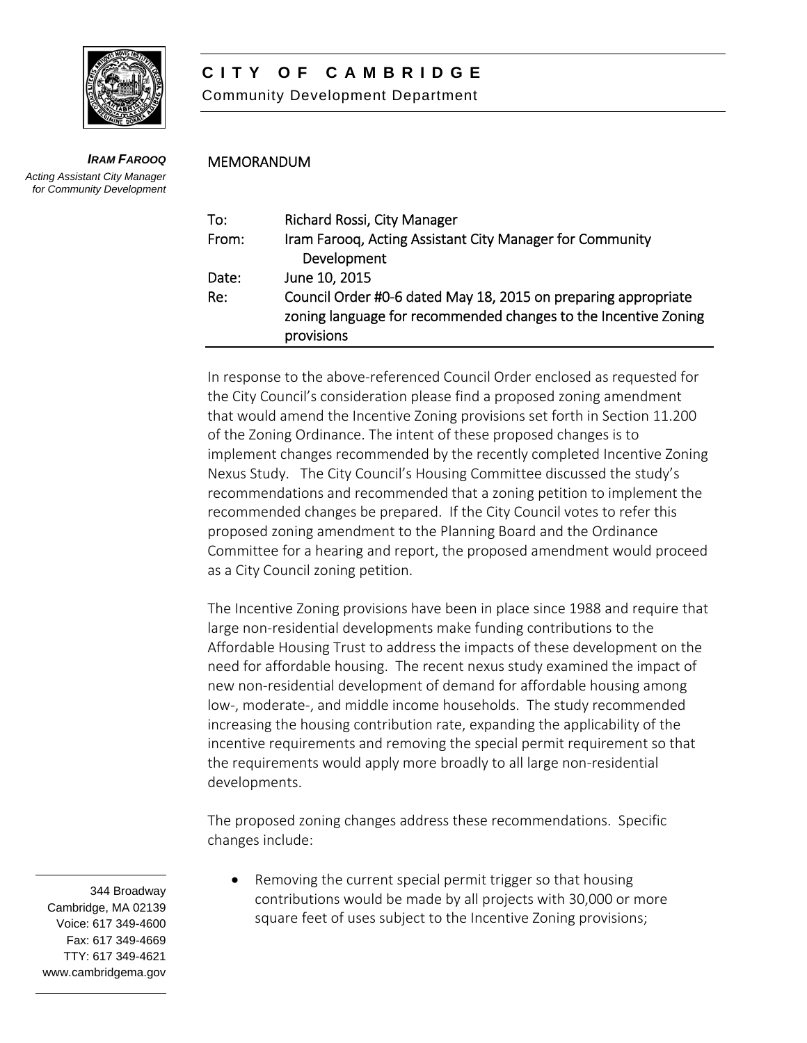**CITY OF CAMBRIDGE**

Community Development Department

***IRAM FAROOQ***

*Acting Assistant City Manager for Community Development*

MEMORANDUM

| | |
|---|---|
| To: | Richard Rossi, City Manager |
| From: | Iram Farooq, Acting Assistant City Manager for Community Development |
| Date: | June 10, 2015 |
| Re: | Council Order #0-6 dated May 18, 2015 on preparing appropriate zoning language for recommended changes to the Incentive Zoning provisions |

In response to the above-referenced Council Order enclosed as requested for the City Council's consideration please find a proposed zoning amendment that would amend the Incentive Zoning provisions set forth in Section 11.200 of the Zoning Ordinance. The intent of these proposed changes is to implement changes recommended by the recently completed Incentive Zoning Nexus Study. The City Council's Housing Committee discussed the study's recommendations and recommended that a zoning petition to implement the recommended changes be prepared. If the City Council votes to refer this proposed zoning amendment to the Planning Board and the Ordinance Committee for a hearing and report, the proposed amendment would proceed as a City Council zoning petition.

The Incentive Zoning provisions have been in place since 1988 and require that large non-residential developments make funding contributions to the Affordable Housing Trust to address the impacts of these development on the need for affordable housing. The recent nexus study examined the impact of new non-residential development of demand for affordable housing among low-, moderate-, and middle income households. The study recommended increasing the housing contribution rate, expanding the applicability of the incentive requirements and removing the special permit requirement so that the requirements would apply more broadly to all large non-residential developments.

The proposed zoning changes address these recommendations. Specific changes include:

- Removing the current special permit trigger so that housing contributions would be made by all projects with 30,000 or more square feet of uses subject to the Incentive Zoning provisions;

344 Broadway
Cambridge, MA 02139
Voice: 617 349-4600
Fax: 617 349-4669
TTY: 617 349-4621
www.cambridgema.gov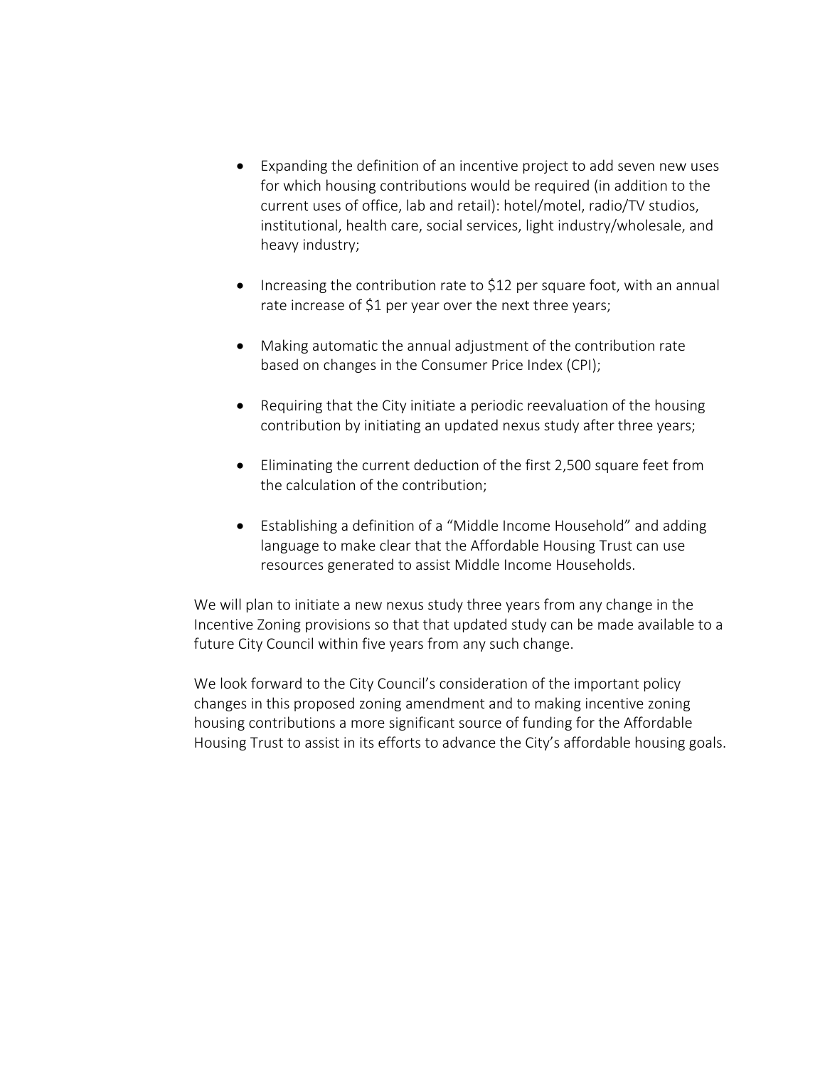- Expanding the definition of an incentive project to add seven new uses for which housing contributions would be required (in addition to the current uses of office, lab and retail): hotel/motel, radio/TV studios, institutional, health care, social services, light industry/wholesale, and heavy industry;

- Increasing the contribution rate to $12 per square foot, with an annual rate increase of $1 per year over the next three years;

- Making automatic the annual adjustment of the contribution rate based on changes in the Consumer Price Index (CPI);

- Requiring that the City initiate a periodic reevaluation of the housing contribution by initiating an updated nexus study after three years;

- Eliminating the current deduction of the first 2,500 square feet from the calculation of the contribution;

- Establishing a definition of a "Middle Income Household" and adding language to make clear that the Affordable Housing Trust can use resources generated to assist Middle Income Households.

We will plan to initiate a new nexus study three years from any change in the Incentive Zoning provisions so that that updated study can be made available to a future City Council within five years from any such change.

We look forward to the City Council's consideration of the important policy changes in this proposed zoning amendment and to making incentive zoning housing contributions a more significant source of funding for the Affordable Housing Trust to assist in its efforts to advance the City's affordable housing goals.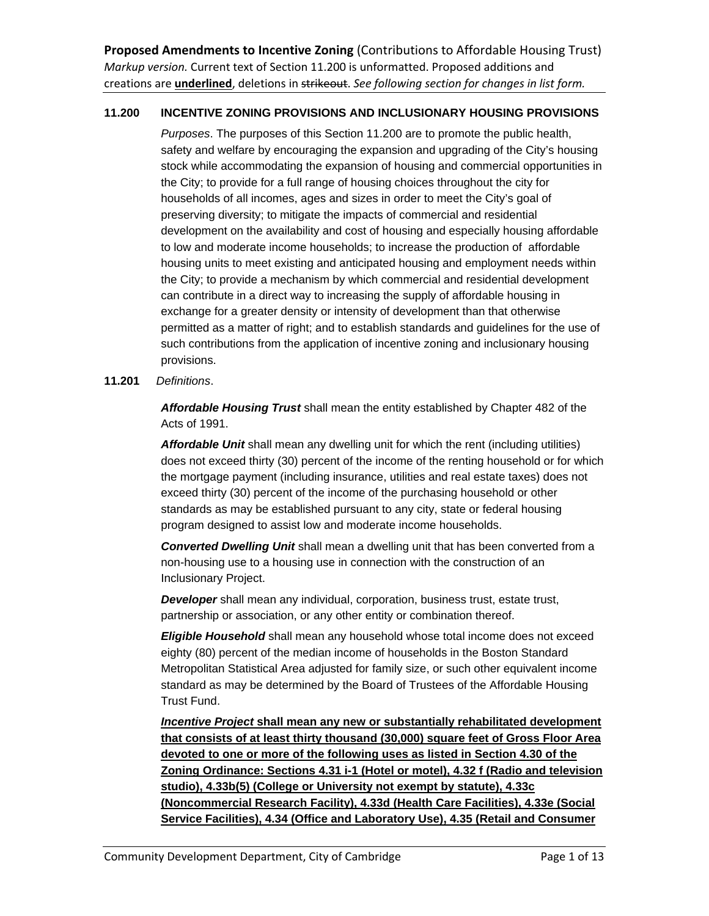**Proposed Amendments to Incentive Zoning** (Contributions to Affordable Housing Trust)
*Markup version.* Current text of Section 11.200 is unformatted. Proposed additions and creations are **underlined**, deletions in ~~strikeout~~. *See following section for changes in list form.*

## 11.200 INCENTIVE ZONING PROVISIONS AND INCLUSIONARY HOUSING PROVISIONS

*Purposes*. The purposes of this Section 11.200 are to promote the public health, safety and welfare by encouraging the expansion and upgrading of the City's housing stock while accommodating the expansion of housing and commercial opportunities in the City; to provide for a full range of housing choices throughout the city for households of all incomes, ages and sizes in order to meet the City's goal of preserving diversity; to mitigate the impacts of commercial and residential development on the availability and cost of housing and especially housing affordable to low and moderate income households; to increase the production of affordable housing units to meet existing and anticipated housing and employment needs within the City; to provide a mechanism by which commercial and residential development can contribute in a direct way to increasing the supply of affordable housing in exchange for a greater density or intensity of development than that otherwise permitted as a matter of right; and to establish standards and guidelines for the use of such contributions from the application of incentive zoning and inclusionary housing provisions.

**11.201** *Definitions*.

***Affordable Housing Trust*** shall mean the entity established by Chapter 482 of the Acts of 1991.

***Affordable Unit*** shall mean any dwelling unit for which the rent (including utilities) does not exceed thirty (30) percent of the income of the renting household or for which the mortgage payment (including insurance, utilities and real estate taxes) does not exceed thirty (30) percent of the income of the purchasing household or other standards as may be established pursuant to any city, state or federal housing program designed to assist low and moderate income households.

***Converted Dwelling Unit*** shall mean a dwelling unit that has been converted from a non-housing use to a housing use in connection with the construction of an Inclusionary Project.

***Developer*** shall mean any individual, corporation, business trust, estate trust, partnership or association, or any other entity or combination thereof.

***Eligible Household*** shall mean any household whose total income does not exceed eighty (80) percent of the median income of households in the Boston Standard Metropolitan Statistical Area adjusted for family size, or such other equivalent income standard as may be determined by the Board of Trustees of the Affordable Housing Trust Fund.

<u>***Incentive Project*** **shall mean any new or substantially rehabilitated development that consists of at least thirty thousand (30,000) square feet of Gross Floor Area devoted to one or more of the following uses as listed in Section 4.30 of the Zoning Ordinance: Sections 4.31 i-1 (Hotel or motel), 4.32 f (Radio and television studio), 4.33b(5) (College or University not exempt by statute), 4.33c (Noncommercial Research Facility), 4.33d (Health Care Facilities), 4.33e (Social Service Facilities), 4.34 (Office and Laboratory Use), 4.35 (Retail and Consumer**</u>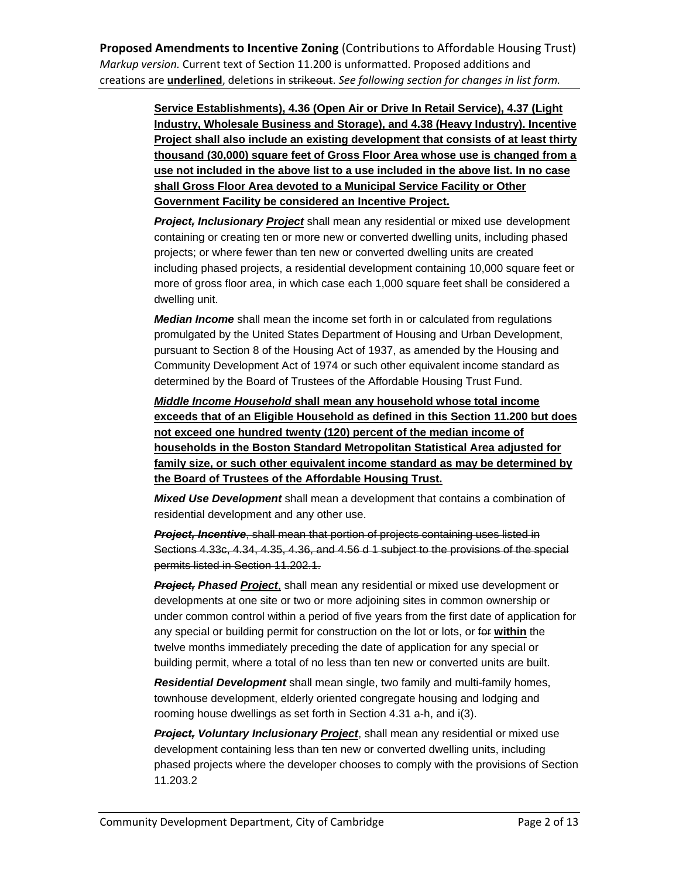**Service Establishments), 4.36 (Open Air or Drive In Retail Service), 4.37 (Light Industry, Wholesale Business and Storage), and 4.38 (Heavy Industry). Incentive Project shall also include an existing development that consists of at least thirty thousand (30,000) square feet of Gross Floor Area whose use is changed from a use not included in the above list to a use included in the above list. In no case shall Gross Floor Area devoted to a Municipal Service Facility or Other Government Facility be considered an Incentive Project.**

~~***Project,***~~ ***Inclusionary*** ***Project*** shall mean any residential or mixed use development containing or creating ten or more new or converted dwelling units, including phased projects; or where fewer than ten new or converted dwelling units are created including phased projects, a residential development containing 10,000 square feet or more of gross floor area, in which case each 1,000 square feet shall be considered a dwelling unit.

***Median Income*** shall mean the income set forth in or calculated from regulations promulgated by the United States Department of Housing and Urban Development, pursuant to Section 8 of the Housing Act of 1937, as amended by the Housing and Community Development Act of 1974 or such other equivalent income standard as determined by the Board of Trustees of the Affordable Housing Trust Fund.

***Middle Income Household*** **shall mean any household whose total income exceeds that of an Eligible Household as defined in this Section 11.200 but does not exceed one hundred twenty (120) percent of the median income of households in the Boston Standard Metropolitan Statistical Area adjusted for family size, or such other equivalent income standard as may be determined by the Board of Trustees of the Affordable Housing Trust.**

***Mixed Use Development*** shall mean a development that contains a combination of residential development and any other use.

~~***Project, Incentive***, shall mean that portion of projects containing uses listed in Sections 4.33c, 4.34, 4.35, 4.36, and 4.56 d 1 subject to the provisions of the special permits listed in Section 11.202.1.~~

~~***Project,***~~ ***Phased*** ***Project***, shall mean any residential or mixed use development or developments at one site or two or more adjoining sites in common ownership or under common control within a period of five years from the first date of application for any special or building permit for construction on the lot or lots, or ~~for~~ **within** the twelve months immediately preceding the date of application for any special or building permit, where a total of no less than ten new or converted units are built.

***Residential Development*** shall mean single, two family and multi-family homes, townhouse development, elderly oriented congregate housing and lodging and rooming house dwellings as set forth in Section 4.31 a-h, and i(3).

~~***Project,***~~ ***Voluntary Inclusionary*** ***Project***, shall mean any residential or mixed use development containing less than ten new or converted dwelling units, including phased projects where the developer chooses to comply with the provisions of Section 11.203.2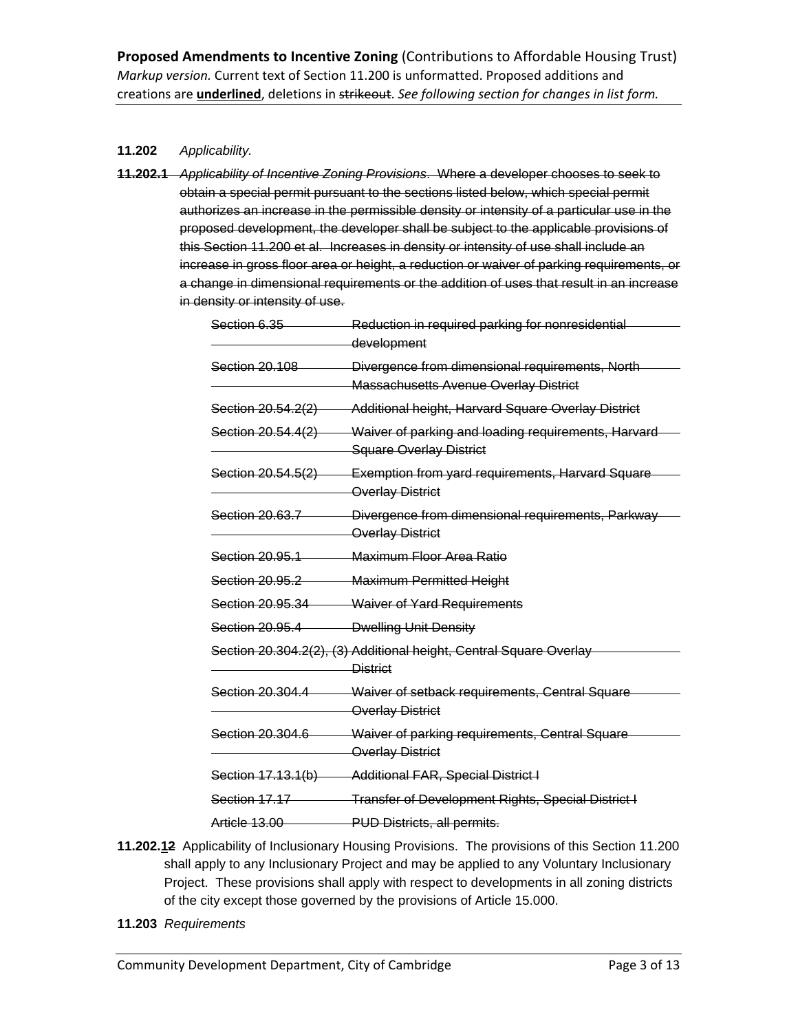**Proposed Amendments to Incentive Zoning** (Contributions to Affordable Housing Trust)
*Markup version.* Current text of Section 11.200 is unformatted. Proposed additions and creations are **underlined**, deletions in ~~strikeout~~. *See following section for changes in list form.*

**11.202** *Applicability.*

~~**11.202.1**~~ ~~*Applicability of Incentive Zoning Provisions*. Where a developer chooses to seek to obtain a special permit pursuant to the sections listed below, which special permit authorizes an increase in the permissible density or intensity of a particular use in the proposed development, the developer shall be subject to the applicable provisions of this Section 11.200 et al. Increases in density or intensity of use shall include an increase in gross floor area or height, a reduction or waiver of parking requirements, or a change in dimensional requirements or the addition of uses that result in an increase in density or intensity of use.~~

| | |
|---|---|
| ~~Section 6.35~~ | ~~Reduction in required parking for nonresidential development~~ |
| ~~Section 20.108~~ | ~~Divergence from dimensional requirements, North Massachusetts Avenue Overlay District~~ |
| ~~Section 20.54.2(2)~~ | ~~Additional height, Harvard Square Overlay District~~ |
| ~~Section 20.54.4(2)~~ | ~~Waiver of parking and loading requirements, Harvard Square Overlay District~~ |
| ~~Section 20.54.5(2)~~ | ~~Exemption from yard requirements, Harvard Square Overlay District~~ |
| ~~Section 20.63.7~~ | ~~Divergence from dimensional requirements, Parkway Overlay District~~ |
| ~~Section 20.95.1~~ | ~~Maximum Floor Area Ratio~~ |
| ~~Section 20.95.2~~ | ~~Maximum Permitted Height~~ |
| ~~Section 20.95.34~~ | ~~Waiver of Yard Requirements~~ |
| ~~Section 20.95.4~~ | ~~Dwelling Unit Density~~ |
| ~~Section 20.304.2(2), (3)~~ | ~~Additional height, Central Square Overlay District~~ |
| ~~Section 20.304.4~~ | ~~Waiver of setback requirements, Central Square Overlay District~~ |
| ~~Section 20.304.6~~ | ~~Waiver of parking requirements, Central Square Overlay District~~ |
| ~~Section 17.13.1(b)~~ | ~~Additional FAR, Special District I~~ |
| ~~Section 17.17~~ | ~~Transfer of Development Rights, Special District I~~ |
| ~~Article 13.00~~ | ~~PUD Districts, all permits.~~ |

**11.202.<u>1</u>~~2~~** Applicability of Inclusionary Housing Provisions. The provisions of this Section 11.200 shall apply to any Inclusionary Project and may be applied to any Voluntary Inclusionary Project. These provisions shall apply with respect to developments in all zoning districts of the city except those governed by the provisions of Article 15.000.

**11.203** *Requirements*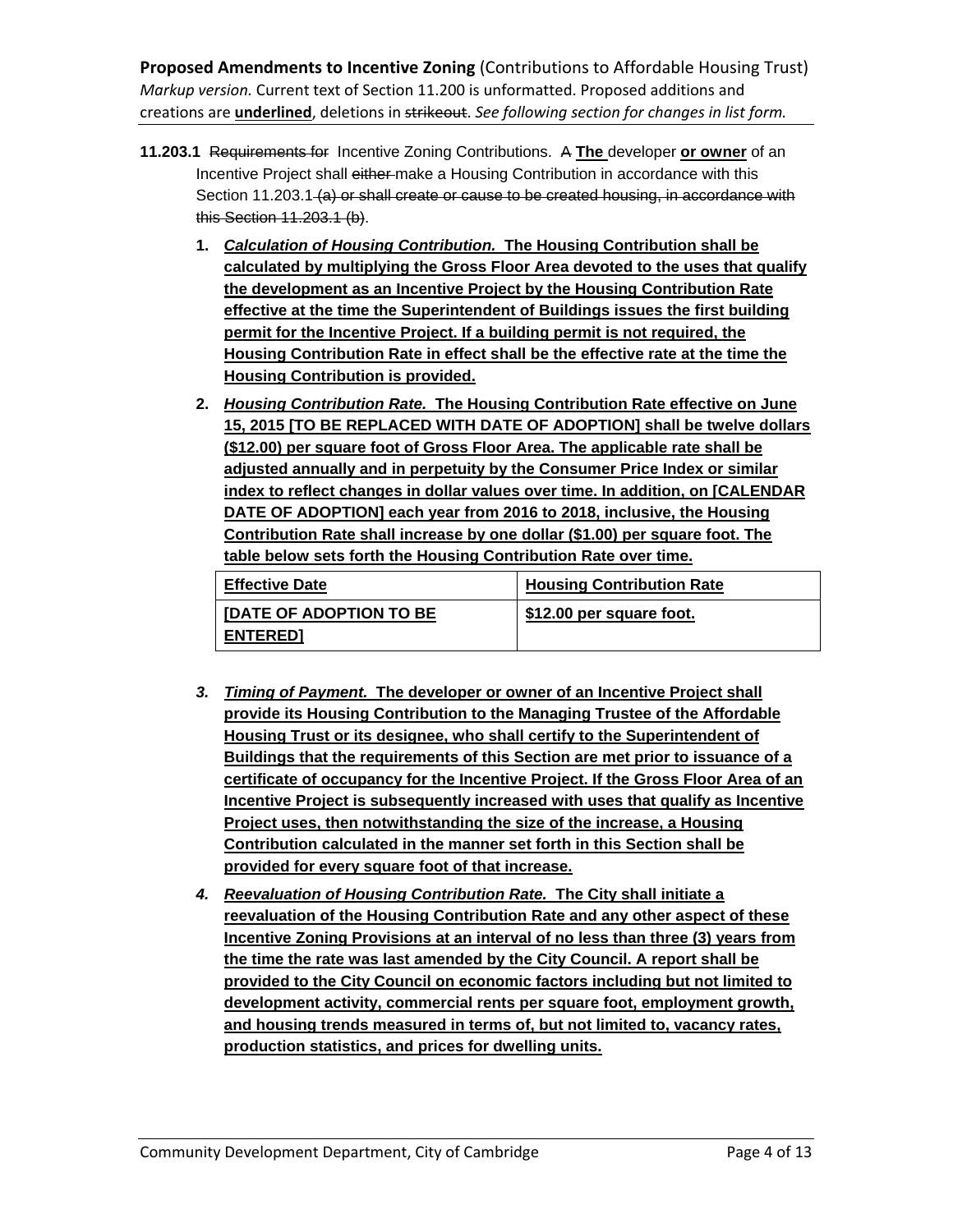**11.203.1** ~~Requirements for~~ Incentive Zoning Contributions. ~~A~~ **The** developer **or owner** of an Incentive Project shall ~~either~~ make a Housing Contribution in accordance with this Section 11.203.1 ~~(a) or shall create or cause to be created housing, in accordance with this Section 11.203.1 (b)~~.

1. ***Calculation of Housing Contribution.*** **The Housing Contribution shall be calculated by multiplying the Gross Floor Area devoted to the uses that qualify the development as an Incentive Project by the Housing Contribution Rate effective at the time the Superintendent of Buildings issues the first building permit for the Incentive Project. If a building permit is not required, the Housing Contribution Rate in effect shall be the effective rate at the time the Housing Contribution is provided.**

2. ***Housing Contribution Rate.*** **The Housing Contribution Rate effective on June 15, 2015 [TO BE REPLACED WITH DATE OF ADOPTION] shall be twelve dollars ($12.00) per square foot of Gross Floor Area. The applicable rate shall be adjusted annually and in perpetuity by the Consumer Price Index or similar index to reflect changes in dollar values over time. In addition, on [CALENDAR DATE OF ADOPTION] each year from 2016 to 2018, inclusive, the Housing Contribution Rate shall increase by one dollar ($1.00) per square foot. The table below sets forth the Housing Contribution Rate over time.**

| **Effective Date** | **Housing Contribution Rate** |
|---|---|
| **[DATE OF ADOPTION TO BE ENTERED]** | **$12.00 per square foot.** |

3. ***Timing of Payment.*** **The developer or owner of an Incentive Project shall provide its Housing Contribution to the Managing Trustee of the Affordable Housing Trust or its designee, who shall certify to the Superintendent of Buildings that the requirements of this Section are met prior to issuance of a certificate of occupancy for the Incentive Project. If the Gross Floor Area of an Incentive Project is subsequently increased with uses that qualify as Incentive Project uses, then notwithstanding the size of the increase, a Housing Contribution calculated in the manner set forth in this Section shall be provided for every square foot of that increase.**

4. ***Reevaluation of Housing Contribution Rate.*** **The City shall initiate a reevaluation of the Housing Contribution Rate and any other aspect of these Incentive Zoning Provisions at an interval of no less than three (3) years from the time the rate was last amended by the City Council. A report shall be provided to the City Council on economic factors including but not limited to development activity, commercial rents per square foot, employment growth, and housing trends measured in terms of, but not limited to, vacancy rates, production statistics, and prices for dwelling units.**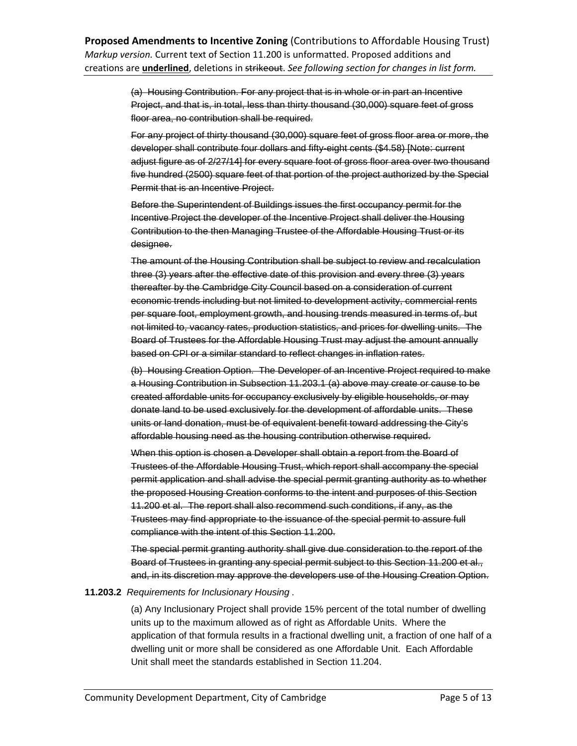~~(a) Housing Contribution. For any project that is in whole or in part an Incentive Project, and that is, in total, less than thirty thousand (30,000) square feet of gross floor area, no contribution shall be required.~~

~~For any project of thirty thousand (30,000) square feet of gross floor area or more, the developer shall contribute four dollars and fifty-eight cents ($4.58) [Note: current adjust figure as of 2/27/14] for every square foot of gross floor area over two thousand five hundred (2500) square feet of that portion of the project authorized by the Special Permit that is an Incentive Project.~~

~~Before the Superintendent of Buildings issues the first occupancy permit for the Incentive Project the developer of the Incentive Project shall deliver the Housing Contribution to the then Managing Trustee of the Affordable Housing Trust or its designee.~~

~~The amount of the Housing Contribution shall be subject to review and recalculation three (3) years after the effective date of this provision and every three (3) years thereafter by the Cambridge City Council based on a consideration of current economic trends including but not limited to development activity, commercial rents per square foot, employment growth, and housing trends measured in terms of, but not limited to, vacancy rates, production statistics, and prices for dwelling units. The Board of Trustees for the Affordable Housing Trust may adjust the amount annually based on CPI or a similar standard to reflect changes in inflation rates.~~

~~(b) Housing Creation Option. The Developer of an Incentive Project required to make a Housing Contribution in Subsection 11.203.1 (a) above may create or cause to be created affordable units for occupancy exclusively by eligible households, or may donate land to be used exclusively for the development of affordable units. These units or land donation, must be of equivalent benefit toward addressing the City's affordable housing need as the housing contribution otherwise required.~~

~~When this option is chosen a Developer shall obtain a report from the Board of Trustees of the Affordable Housing Trust, which report shall accompany the special permit application and shall advise the special permit granting authority as to whether the proposed Housing Creation conforms to the intent and purposes of this Section 11.200 et al. The report shall also recommend such conditions, if any, as the Trustees may find appropriate to the issuance of the special permit to assure full compliance with the intent of this Section 11.200.~~

~~The special permit granting authority shall give due consideration to the report of the Board of Trustees in granting any special permit subject to this Section 11.200 et al., and, in its discretion may approve the developers use of the Housing Creation Option.~~

**11.203.2** *Requirements for Inclusionary Housing .*

(a) Any Inclusionary Project shall provide 15% percent of the total number of dwelling units up to the maximum allowed as of right as Affordable Units. Where the application of that formula results in a fractional dwelling unit, a fraction of one half of a dwelling unit or more shall be considered as one Affordable Unit. Each Affordable Unit shall meet the standards established in Section 11.204.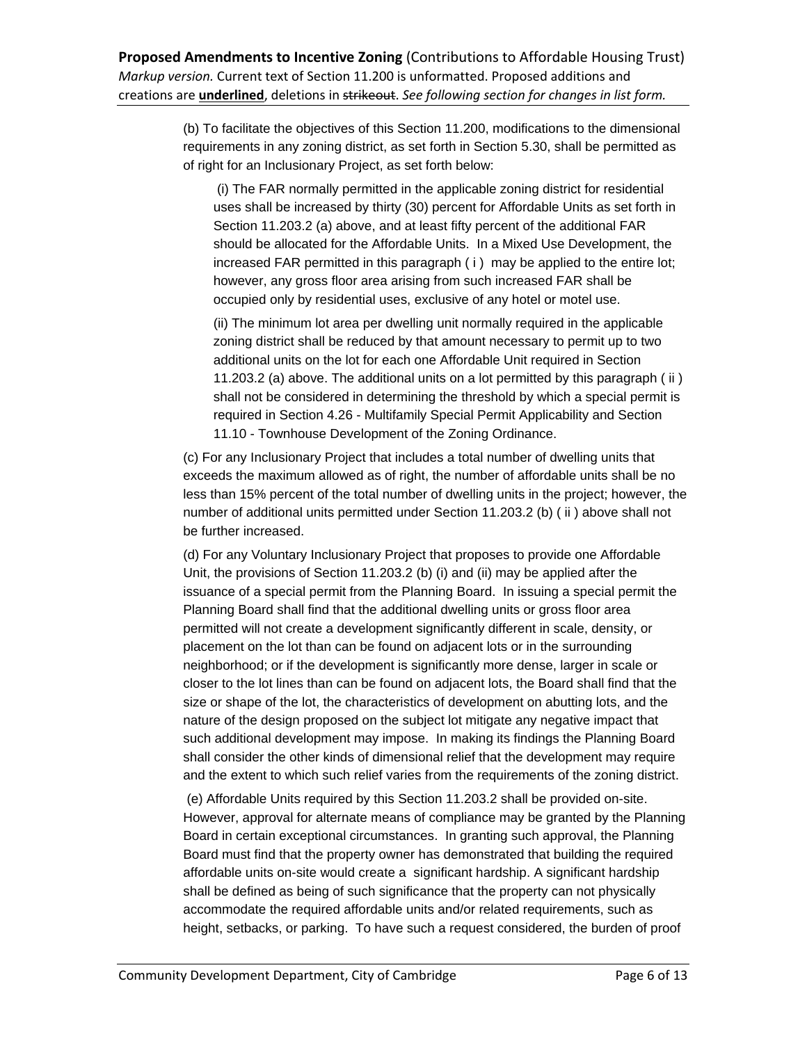(b) To facilitate the objectives of this Section 11.200, modifications to the dimensional requirements in any zoning district, as set forth in Section 5.30, shall be permitted as of right for an Inclusionary Project, as set forth below:

(i) The FAR normally permitted in the applicable zoning district for residential uses shall be increased by thirty (30) percent for Affordable Units as set forth in Section 11.203.2 (a) above, and at least fifty percent of the additional FAR should be allocated for the Affordable Units. In a Mixed Use Development, the increased FAR permitted in this paragraph ( i ) may be applied to the entire lot; however, any gross floor area arising from such increased FAR shall be occupied only by residential uses, exclusive of any hotel or motel use.

(ii) The minimum lot area per dwelling unit normally required in the applicable zoning district shall be reduced by that amount necessary to permit up to two additional units on the lot for each one Affordable Unit required in Section 11.203.2 (a) above. The additional units on a lot permitted by this paragraph ( ii ) shall not be considered in determining the threshold by which a special permit is required in Section 4.26 - Multifamily Special Permit Applicability and Section 11.10 - Townhouse Development of the Zoning Ordinance.

(c) For any Inclusionary Project that includes a total number of dwelling units that exceeds the maximum allowed as of right, the number of affordable units shall be no less than 15% percent of the total number of dwelling units in the project; however, the number of additional units permitted under Section 11.203.2 (b) ( ii ) above shall not be further increased.

(d) For any Voluntary Inclusionary Project that proposes to provide one Affordable Unit, the provisions of Section 11.203.2 (b) (i) and (ii) may be applied after the issuance of a special permit from the Planning Board. In issuing a special permit the Planning Board shall find that the additional dwelling units or gross floor area permitted will not create a development significantly different in scale, density, or placement on the lot than can be found on adjacent lots or in the surrounding neighborhood; or if the development is significantly more dense, larger in scale or closer to the lot lines than can be found on adjacent lots, the Board shall find that the size or shape of the lot, the characteristics of development on abutting lots, and the nature of the design proposed on the subject lot mitigate any negative impact that such additional development may impose. In making its findings the Planning Board shall consider the other kinds of dimensional relief that the development may require and the extent to which such relief varies from the requirements of the zoning district.

(e) Affordable Units required by this Section 11.203.2 shall be provided on-site. However, approval for alternate means of compliance may be granted by the Planning Board in certain exceptional circumstances. In granting such approval, the Planning Board must find that the property owner has demonstrated that building the required affordable units on-site would create a significant hardship. A significant hardship shall be defined as being of such significance that the property can not physically accommodate the required affordable units and/or related requirements, such as height, setbacks, or parking. To have such a request considered, the burden of proof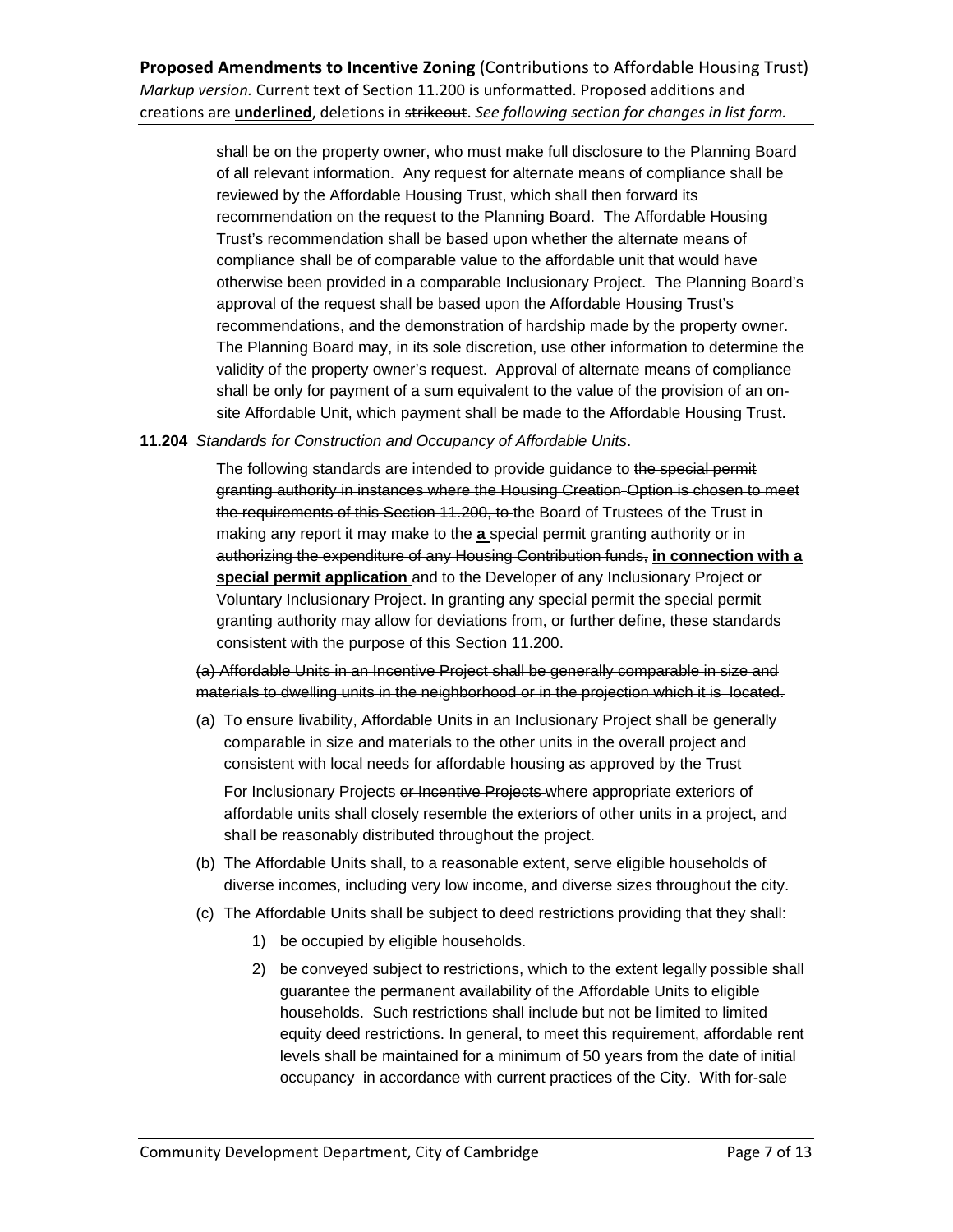shall be on the property owner, who must make full disclosure to the Planning Board of all relevant information. Any request for alternate means of compliance shall be reviewed by the Affordable Housing Trust, which shall then forward its recommendation on the request to the Planning Board. The Affordable Housing Trust's recommendation shall be based upon whether the alternate means of compliance shall be of comparable value to the affordable unit that would have otherwise been provided in a comparable Inclusionary Project. The Planning Board's approval of the request shall be based upon the Affordable Housing Trust's recommendations, and the demonstration of hardship made by the property owner. The Planning Board may, in its sole discretion, use other information to determine the validity of the property owner's request. Approval of alternate means of compliance shall be only for payment of a sum equivalent to the value of the provision of an on-site Affordable Unit, which payment shall be made to the Affordable Housing Trust.

**11.204** *Standards for Construction and Occupancy of Affordable Units*.

The following standards are intended to provide guidance to ~~the special permit granting authority in instances where the Housing Creation Option is chosen to meet the requirements of this Section 11.200, to~~ the Board of Trustees of the Trust in making any report it may make to ~~the~~ **a** special permit granting authority ~~or in authorizing the expenditure of any Housing Contribution funds,~~ **in connection with a special permit application** and to the Developer of any Inclusionary Project or Voluntary Inclusionary Project. In granting any special permit the special permit granting authority may allow for deviations from, or further define, these standards consistent with the purpose of this Section 11.200.

~~(a) Affordable Units in an Incentive Project shall be generally comparable in size and materials to dwelling units in the neighborhood or in the projection which it is located.~~

(a) To ensure livability, Affordable Units in an Inclusionary Project shall be generally comparable in size and materials to the other units in the overall project and consistent with local needs for affordable housing as approved by the Trust

For Inclusionary Projects ~~or Incentive Projects~~ where appropriate exteriors of affordable units shall closely resemble the exteriors of other units in a project, and shall be reasonably distributed throughout the project.

(b) The Affordable Units shall, to a reasonable extent, serve eligible households of diverse incomes, including very low income, and diverse sizes throughout the city.

(c) The Affordable Units shall be subject to deed restrictions providing that they shall:

1) be occupied by eligible households.

2) be conveyed subject to restrictions, which to the extent legally possible shall guarantee the permanent availability of the Affordable Units to eligible households. Such restrictions shall include but not be limited to limited equity deed restrictions. In general, to meet this requirement, affordable rent levels shall be maintained for a minimum of 50 years from the date of initial occupancy in accordance with current practices of the City. With for-sale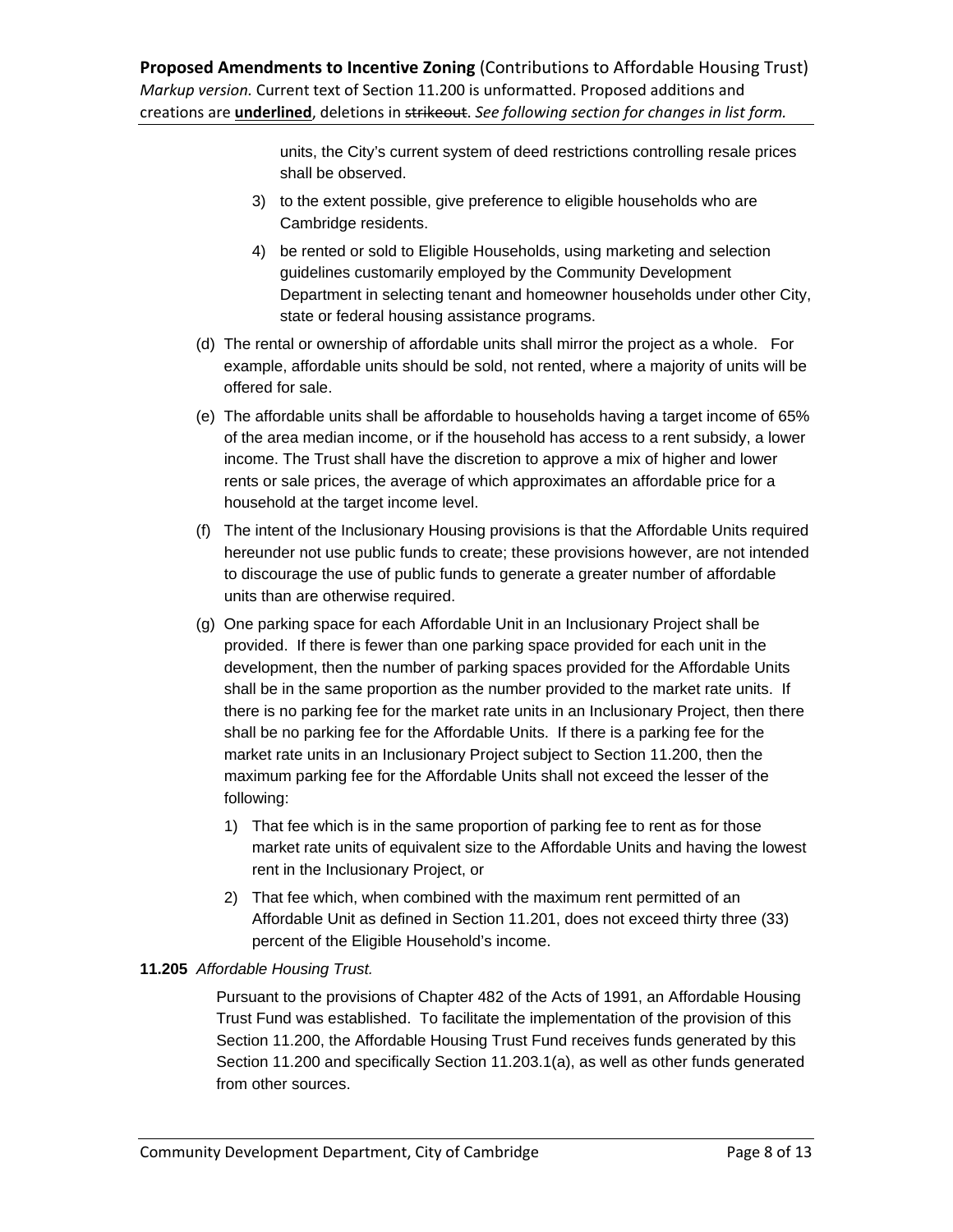units, the City's current system of deed restrictions controlling resale prices shall be observed.

3) to the extent possible, give preference to eligible households who are Cambridge residents.

4) be rented or sold to Eligible Households, using marketing and selection guidelines customarily employed by the Community Development Department in selecting tenant and homeowner households under other City, state or federal housing assistance programs.

(d) The rental or ownership of affordable units shall mirror the project as a whole. For example, affordable units should be sold, not rented, where a majority of units will be offered for sale.

(e) The affordable units shall be affordable to households having a target income of 65% of the area median income, or if the household has access to a rent subsidy, a lower income. The Trust shall have the discretion to approve a mix of higher and lower rents or sale prices, the average of which approximates an affordable price for a household at the target income level.

(f) The intent of the Inclusionary Housing provisions is that the Affordable Units required hereunder not use public funds to create; these provisions however, are not intended to discourage the use of public funds to generate a greater number of affordable units than are otherwise required.

(g) One parking space for each Affordable Unit in an Inclusionary Project shall be provided. If there is fewer than one parking space provided for each unit in the development, then the number of parking spaces provided for the Affordable Units shall be in the same proportion as the number provided to the market rate units. If there is no parking fee for the market rate units in an Inclusionary Project, then there shall be no parking fee for the Affordable Units. If there is a parking fee for the market rate units in an Inclusionary Project subject to Section 11.200, then the maximum parking fee for the Affordable Units shall not exceed the lesser of the following:

1) That fee which is in the same proportion of parking fee to rent as for those market rate units of equivalent size to the Affordable Units and having the lowest rent in the Inclusionary Project, or

2) That fee which, when combined with the maximum rent permitted of an Affordable Unit as defined in Section 11.201, does not exceed thirty three (33) percent of the Eligible Household's income.

**11.205** *Affordable Housing Trust.*

Pursuant to the provisions of Chapter 482 of the Acts of 1991, an Affordable Housing Trust Fund was established. To facilitate the implementation of the provision of this Section 11.200, the Affordable Housing Trust Fund receives funds generated by this Section 11.200 and specifically Section 11.203.1(a), as well as other funds generated from other sources.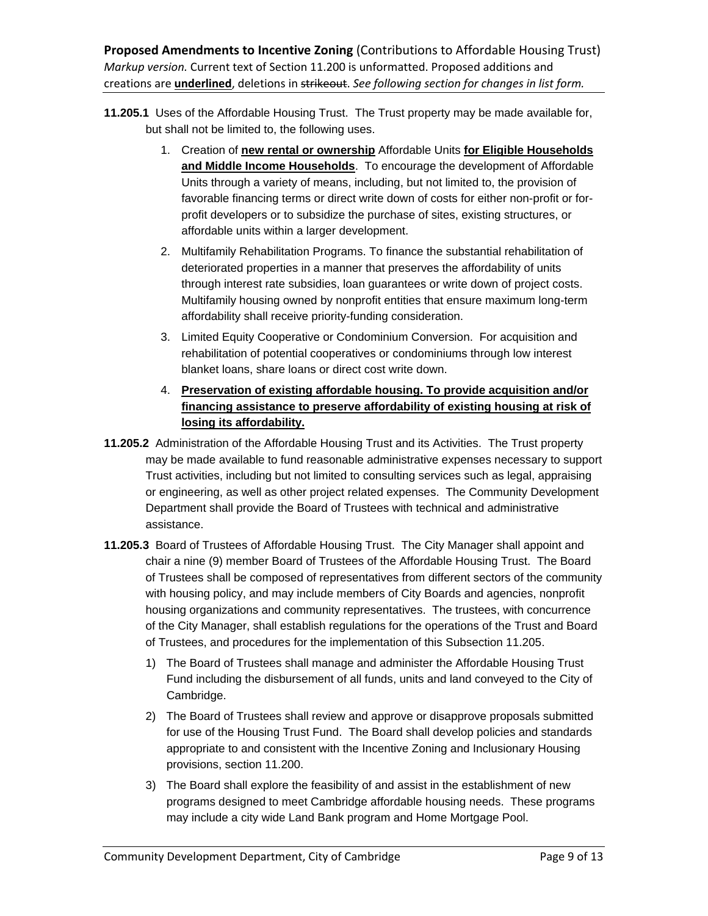**11.205.1** Uses of the Affordable Housing Trust. The Trust property may be made available for, but shall not be limited to, the following uses.

1. Creation of **new rental or ownership** Affordable Units **for Eligible Households and Middle Income Households**. To encourage the development of Affordable Units through a variety of means, including, but not limited to, the provision of favorable financing terms or direct write down of costs for either non-profit or for-profit developers or to subsidize the purchase of sites, existing structures, or affordable units within a larger development.
2. Multifamily Rehabilitation Programs. To finance the substantial rehabilitation of deteriorated properties in a manner that preserves the affordability of units through interest rate subsidies, loan guarantees or write down of project costs. Multifamily housing owned by nonprofit entities that ensure maximum long-term affordability shall receive priority-funding consideration.
3. Limited Equity Cooperative or Condominium Conversion. For acquisition and rehabilitation of potential cooperatives or condominiums through low interest blanket loans, share loans or direct cost write down.
4. **Preservation of existing affordable housing. To provide acquisition and/or financing assistance to preserve affordability of existing housing at risk of losing its affordability.**

**11.205.2** Administration of the Affordable Housing Trust and its Activities. The Trust property may be made available to fund reasonable administrative expenses necessary to support Trust activities, including but not limited to consulting services such as legal, appraising or engineering, as well as other project related expenses. The Community Development Department shall provide the Board of Trustees with technical and administrative assistance.

**11.205.3** Board of Trustees of Affordable Housing Trust. The City Manager shall appoint and chair a nine (9) member Board of Trustees of the Affordable Housing Trust. The Board of Trustees shall be composed of representatives from different sectors of the community with housing policy, and may include members of City Boards and agencies, nonprofit housing organizations and community representatives. The trustees, with concurrence of the City Manager, shall establish regulations for the operations of the Trust and Board of Trustees, and procedures for the implementation of this Subsection 11.205.

1) The Board of Trustees shall manage and administer the Affordable Housing Trust Fund including the disbursement of all funds, units and land conveyed to the City of Cambridge.
2) The Board of Trustees shall review and approve or disapprove proposals submitted for use of the Housing Trust Fund. The Board shall develop policies and standards appropriate to and consistent with the Incentive Zoning and Inclusionary Housing provisions, section 11.200.
3) The Board shall explore the feasibility of and assist in the establishment of new programs designed to meet Cambridge affordable housing needs. These programs may include a city wide Land Bank program and Home Mortgage Pool.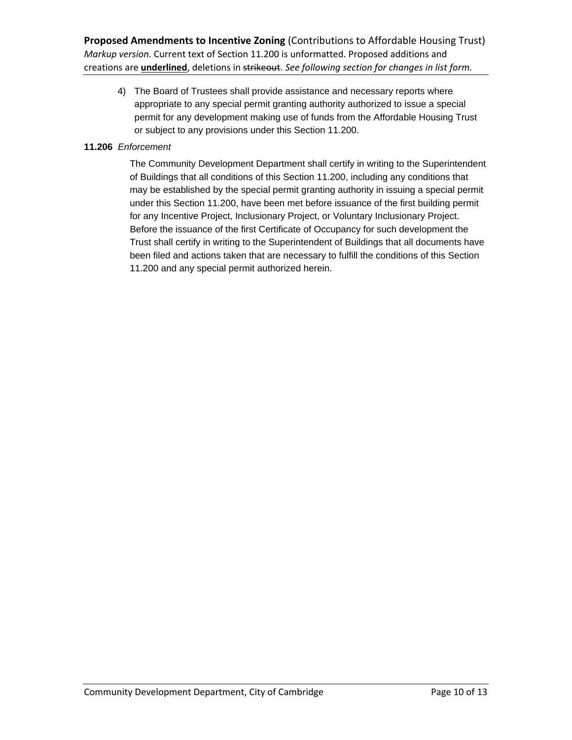4) The Board of Trustees shall provide assistance and necessary reports where appropriate to any special permit granting authority authorized to issue a special permit for any development making use of funds from the Affordable Housing Trust or subject to any provisions under this Section 11.200.

**11.206** *Enforcement*

The Community Development Department shall certify in writing to the Superintendent of Buildings that all conditions of this Section 11.200, including any conditions that may be established by the special permit granting authority in issuing a special permit under this Section 11.200, have been met before issuance of the first building permit for any Incentive Project, Inclusionary Project, or Voluntary Inclusionary Project. Before the issuance of the first Certificate of Occupancy for such development the Trust shall certify in writing to the Superintendent of Buildings that all documents have been filed and actions taken that are necessary to fulfill the conditions of this Section 11.200 and any special permit authorized herein.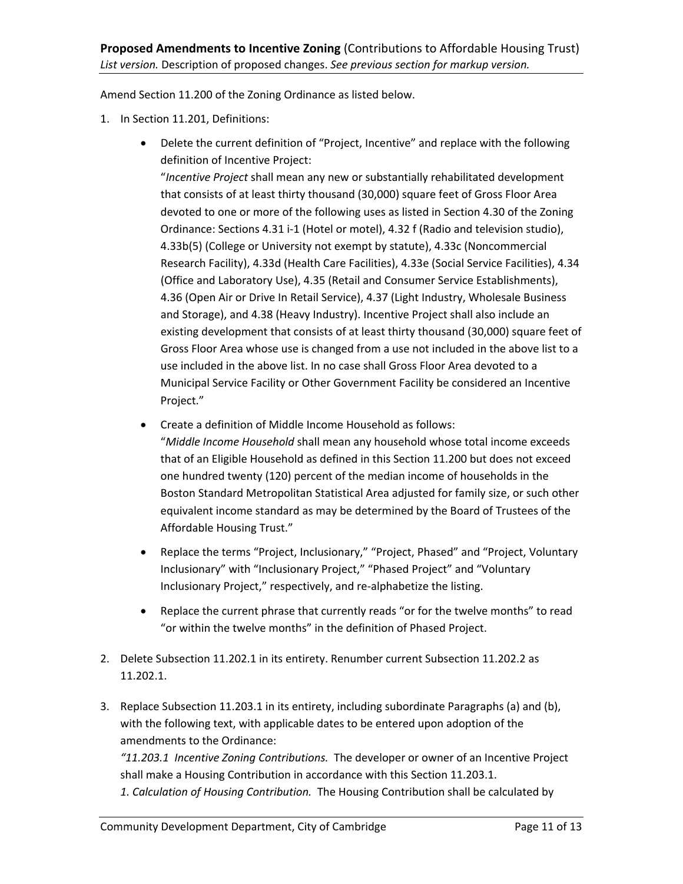**Proposed Amendments to Incentive Zoning** (Contributions to Affordable Housing Trust)
*List version.* Description of proposed changes. *See previous section for markup version.*

Amend Section 11.200 of the Zoning Ordinance as listed below.

1. In Section 11.201, Definitions:

    - Delete the current definition of "Project, Incentive" and replace with the following definition of Incentive Project:
      "*Incentive Project* shall mean any new or substantially rehabilitated development that consists of at least thirty thousand (30,000) square feet of Gross Floor Area devoted to one or more of the following uses as listed in Section 4.30 of the Zoning Ordinance: Sections 4.31 i-1 (Hotel or motel), 4.32 f (Radio and television studio), 4.33b(5) (College or University not exempt by statute), 4.33c (Noncommercial Research Facility), 4.33d (Health Care Facilities), 4.33e (Social Service Facilities), 4.34 (Office and Laboratory Use), 4.35 (Retail and Consumer Service Establishments), 4.36 (Open Air or Drive In Retail Service), 4.37 (Light Industry, Wholesale Business and Storage), and 4.38 (Heavy Industry). Incentive Project shall also include an existing development that consists of at least thirty thousand (30,000) square feet of Gross Floor Area whose use is changed from a use not included in the above list to a use included in the above list. In no case shall Gross Floor Area devoted to a Municipal Service Facility or Other Government Facility be considered an Incentive Project."

    - Create a definition of Middle Income Household as follows:
      "*Middle Income Household* shall mean any household whose total income exceeds that of an Eligible Household as defined in this Section 11.200 but does not exceed one hundred twenty (120) percent of the median income of households in the Boston Standard Metropolitan Statistical Area adjusted for family size, or such other equivalent income standard as may be determined by the Board of Trustees of the Affordable Housing Trust."

    - Replace the terms "Project, Inclusionary," "Project, Phased" and "Project, Voluntary Inclusionary" with "Inclusionary Project," "Phased Project" and "Voluntary Inclusionary Project," respectively, and re-alphabetize the listing.

    - Replace the current phrase that currently reads "or for the twelve months" to read "or within the twelve months" in the definition of Phased Project.

2. Delete Subsection 11.202.1 in its entirety. Renumber current Subsection 11.202.2 as 11.202.1.

3. Replace Subsection 11.203.1 in its entirety, including subordinate Paragraphs (a) and (b), with the following text, with applicable dates to be entered upon adoption of the amendments to the Ordinance:
   *"11.203.1 Incentive Zoning Contributions.* The developer or owner of an Incentive Project shall make a Housing Contribution in accordance with this Section 11.203.1.
   *1. Calculation of Housing Contribution.* The Housing Contribution shall be calculated by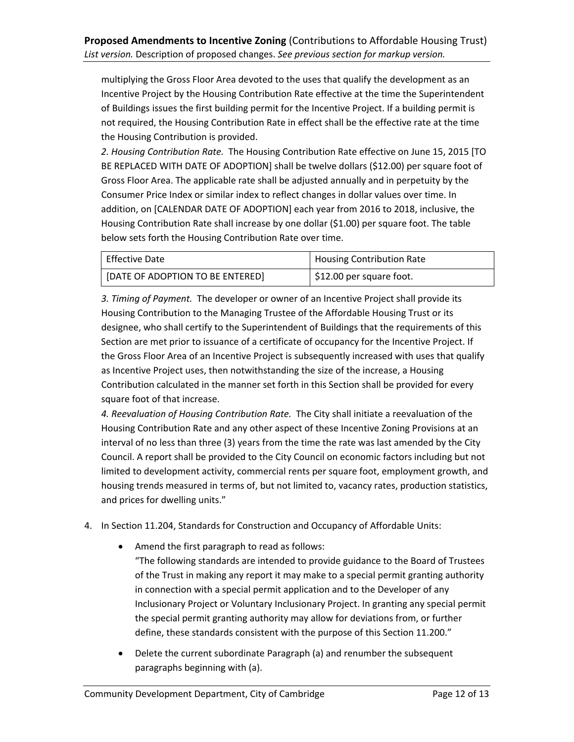multiplying the Gross Floor Area devoted to the uses that qualify the development as an Incentive Project by the Housing Contribution Rate effective at the time the Superintendent of Buildings issues the first building permit for the Incentive Project. If a building permit is not required, the Housing Contribution Rate in effect shall be the effective rate at the time the Housing Contribution is provided.

*2. Housing Contribution Rate.* The Housing Contribution Rate effective on June 15, 2015 [TO BE REPLACED WITH DATE OF ADOPTION] shall be twelve dollars ($12.00) per square foot of Gross Floor Area. The applicable rate shall be adjusted annually and in perpetuity by the Consumer Price Index or similar index to reflect changes in dollar values over time. In addition, on [CALENDAR DATE OF ADOPTION] each year from 2016 to 2018, inclusive, the Housing Contribution Rate shall increase by one dollar ($1.00) per square foot. The table below sets forth the Housing Contribution Rate over time.

| Effective Date | Housing Contribution Rate |
|---|---|
| [DATE OF ADOPTION TO BE ENTERED] | $12.00 per square foot. |

*3. Timing of Payment.* The developer or owner of an Incentive Project shall provide its Housing Contribution to the Managing Trustee of the Affordable Housing Trust or its designee, who shall certify to the Superintendent of Buildings that the requirements of this Section are met prior to issuance of a certificate of occupancy for the Incentive Project. If the Gross Floor Area of an Incentive Project is subsequently increased with uses that qualify as Incentive Project uses, then notwithstanding the size of the increase, a Housing Contribution calculated in the manner set forth in this Section shall be provided for every square foot of that increase.

*4. Reevaluation of Housing Contribution Rate.* The City shall initiate a reevaluation of the Housing Contribution Rate and any other aspect of these Incentive Zoning Provisions at an interval of no less than three (3) years from the time the rate was last amended by the City Council. A report shall be provided to the City Council on economic factors including but not limited to development activity, commercial rents per square foot, employment growth, and housing trends measured in terms of, but not limited to, vacancy rates, production statistics, and prices for dwelling units."

4. In Section 11.204, Standards for Construction and Occupancy of Affordable Units:

   - Amend the first paragraph to read as follows:
     "The following standards are intended to provide guidance to the Board of Trustees of the Trust in making any report it may make to a special permit granting authority in connection with a special permit application and to the Developer of any Inclusionary Project or Voluntary Inclusionary Project. In granting any special permit the special permit granting authority may allow for deviations from, or further define, these standards consistent with the purpose of this Section 11.200."

   - Delete the current subordinate Paragraph (a) and renumber the subsequent paragraphs beginning with (a).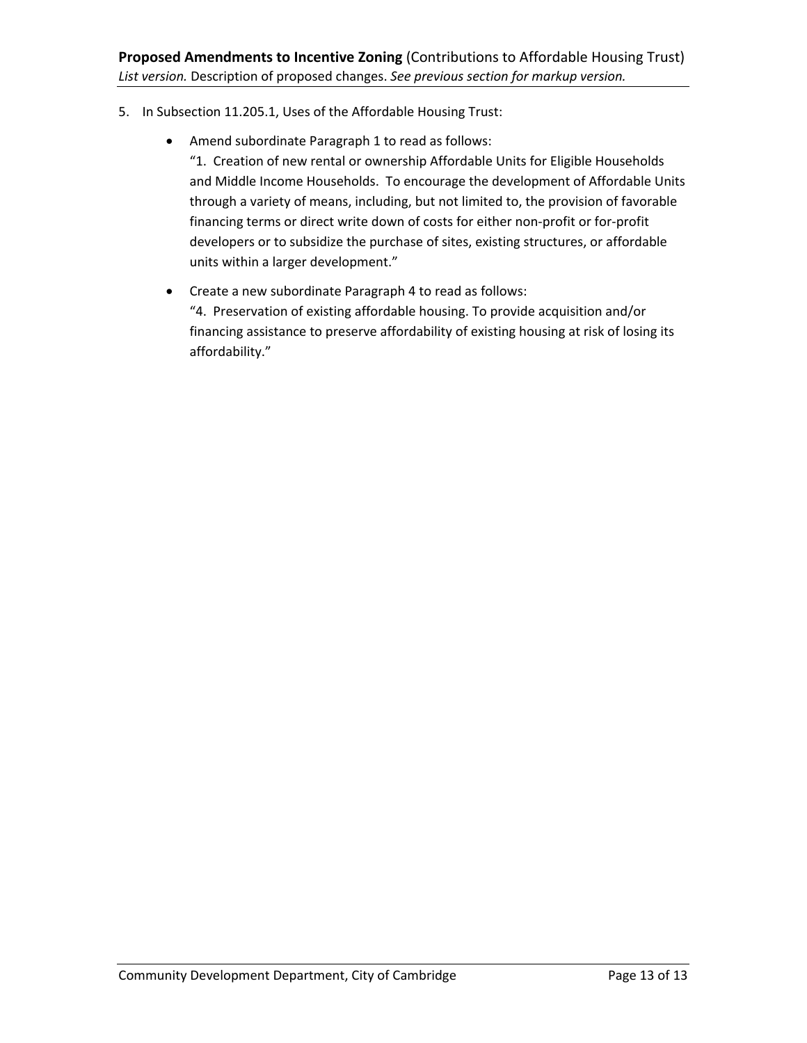5. In Subsection 11.205.1, Uses of the Affordable Housing Trust:

   - Amend subordinate Paragraph 1 to read as follows:
     "1. Creation of new rental or ownership Affordable Units for Eligible Households and Middle Income Households. To encourage the development of Affordable Units through a variety of means, including, but not limited to, the provision of favorable financing terms or direct write down of costs for either non-profit or for-profit developers or to subsidize the purchase of sites, existing structures, or affordable units within a larger development."

   - Create a new subordinate Paragraph 4 to read as follows:
     "4. Preservation of existing affordable housing. To provide acquisition and/or financing assistance to preserve affordability of existing housing at risk of losing its affordability."